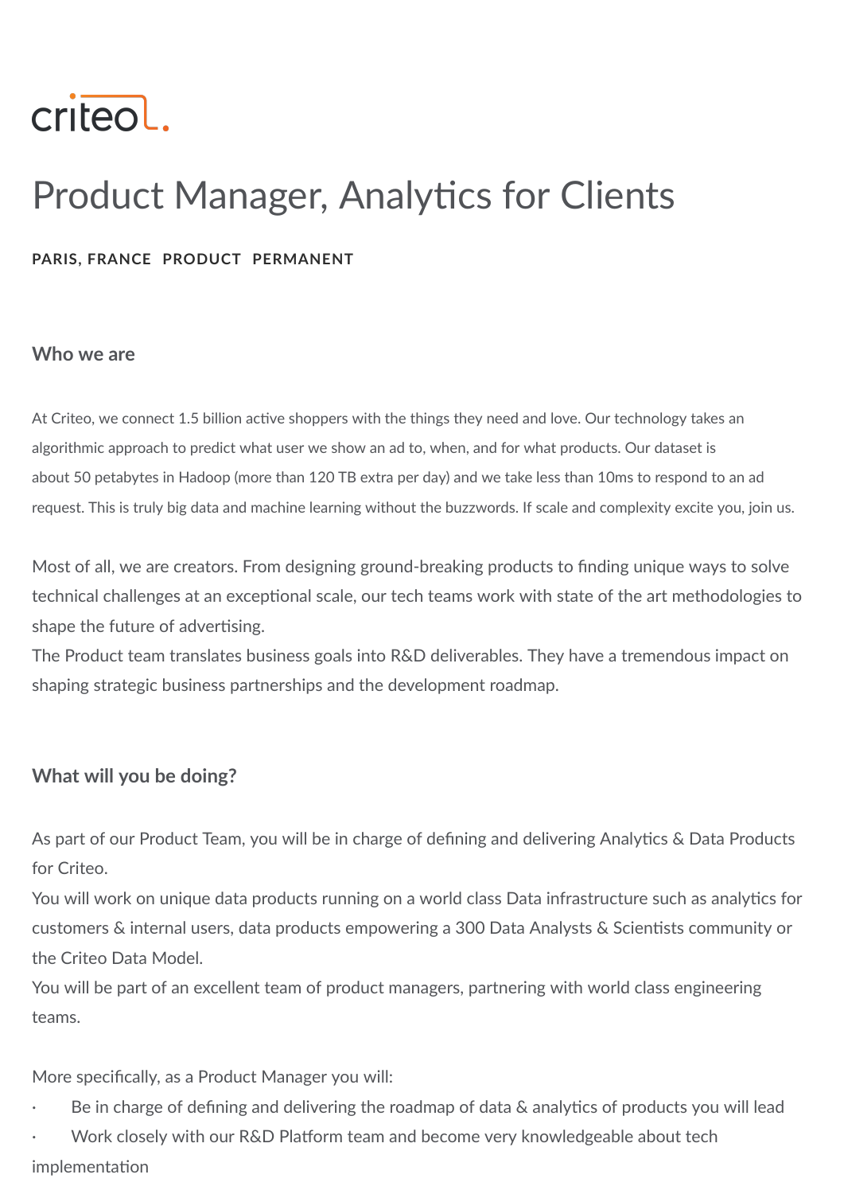criteo

# Product Manager, Analytics for Clients

**PARIS, FRANCE PRODUCT PERMANENT**

### Who we are

At Criteo, we connect 1.5 billion active shoppers with the things they need and love. Our technology takes an algorithmic approach to predict what user we show an ad to, when, and for what products. Our dataset is about 50 petabytes in Hadoop (more than 120 TB extra per day) and we take less than 10ms to respond to an ad request. This is truly big data and machine learning without the buzzwords. If scale and complexity excite you, join us.

Most of all, we are creators. From designing ground-breaking products to finding unique ways to solve technical challenges at an exceptional scale, our tech teams work with state of the art methodologies to shape the future of advertising.
The Product team translates business goals into R&D deliverables. They have a tremendous impact on shaping strategic business partnerships and the development roadmap.

### What will you be doing?

As part of our Product Team, you will be in charge of defining and delivering Analytics & Data Products for Criteo.
You will work on unique data products running on a world class Data infrastructure such as analytics for customers & internal users, data products empowering a 300 Data Analysts & Scientists community or the Criteo Data Model.
You will be part of an excellent team of product managers, partnering with world class engineering teams.

More specifically, as a Product Manager you will:

- Be in charge of defining and delivering the roadmap of data & analytics of products you will lead
- Work closely with our R&D Platform team and become very knowledgeable about tech implementation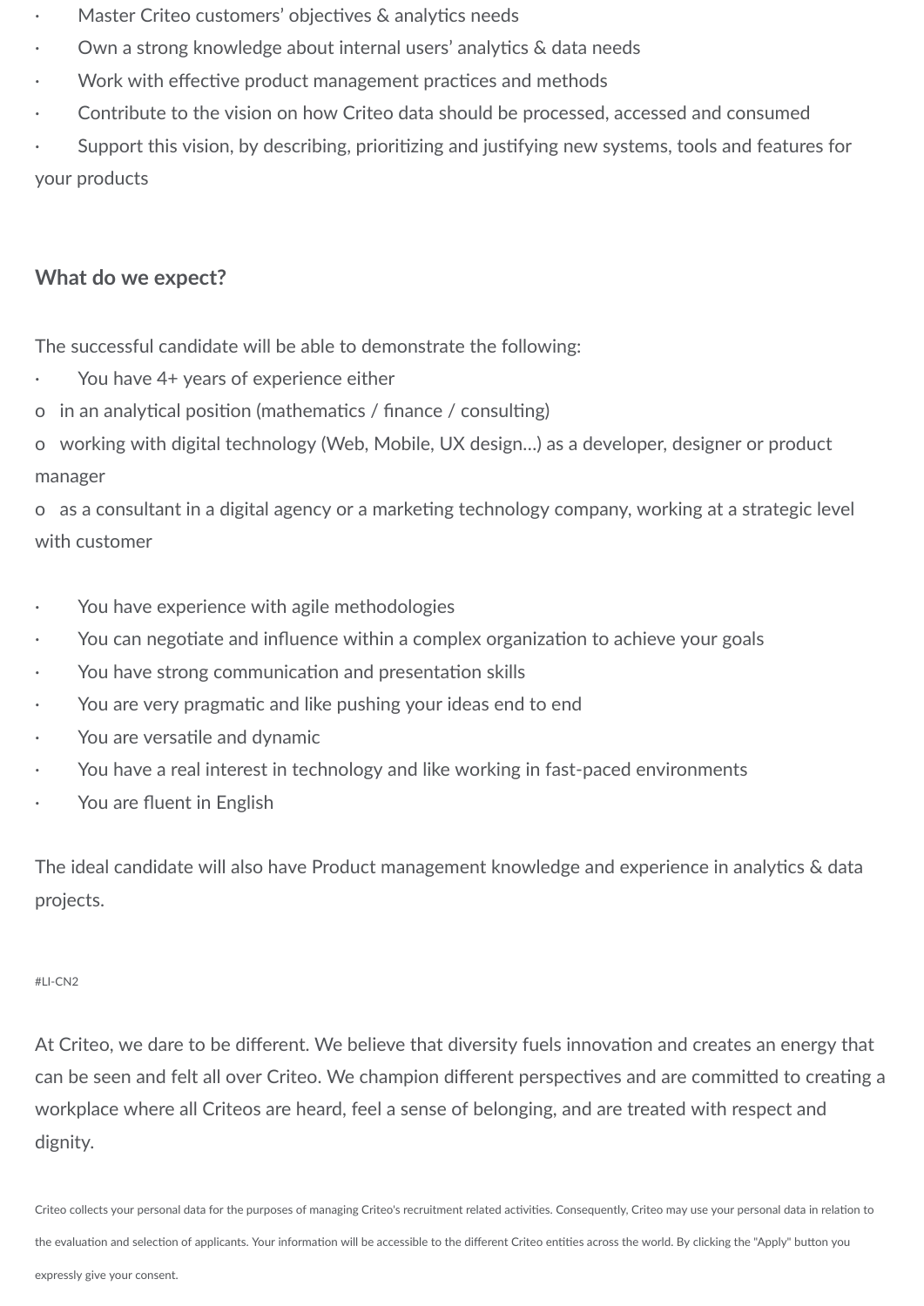- Master Criteo customers' objectives & analytics needs
- Own a strong knowledge about internal users' analytics & data needs
- Work with effective product management practices and methods
- Contribute to the vision on how Criteo data should be processed, accessed and consumed
- Support this vision, by describing, prioritizing and justifying new systems, tools and features for your products

**What do we expect?**

The successful candidate will be able to demonstrate the following:

- You have 4+ years of experience either
  - in an analytical position (mathematics / finance / consulting)
  - working with digital technology (Web, Mobile, UX design…) as a developer, designer or product manager
  - as a consultant in a digital agency or a marketing technology company, working at a strategic level with customer

- You have experience with agile methodologies
- You can negotiate and influence within a complex organization to achieve your goals
- You have strong communication and presentation skills
- You are very pragmatic and like pushing your ideas end to end
- You are versatile and dynamic
- You have a real interest in technology and like working in fast-paced environments
- You are fluent in English

The ideal candidate will also have Product management knowledge and experience in analytics & data projects.

#LI-CN2

At Criteo, we dare to be different. We believe that diversity fuels innovation and creates an energy that can be seen and felt all over Criteo. We champion different perspectives and are committed to creating a workplace where all Criteos are heard, feel a sense of belonging, and are treated with respect and dignity.

Criteo collects your personal data for the purposes of managing Criteo's recruitment related activities. Consequently, Criteo may use your personal data in relation to the evaluation and selection of applicants. Your information will be accessible to the different Criteo entities across the world. By clicking the "Apply" button you expressly give your consent.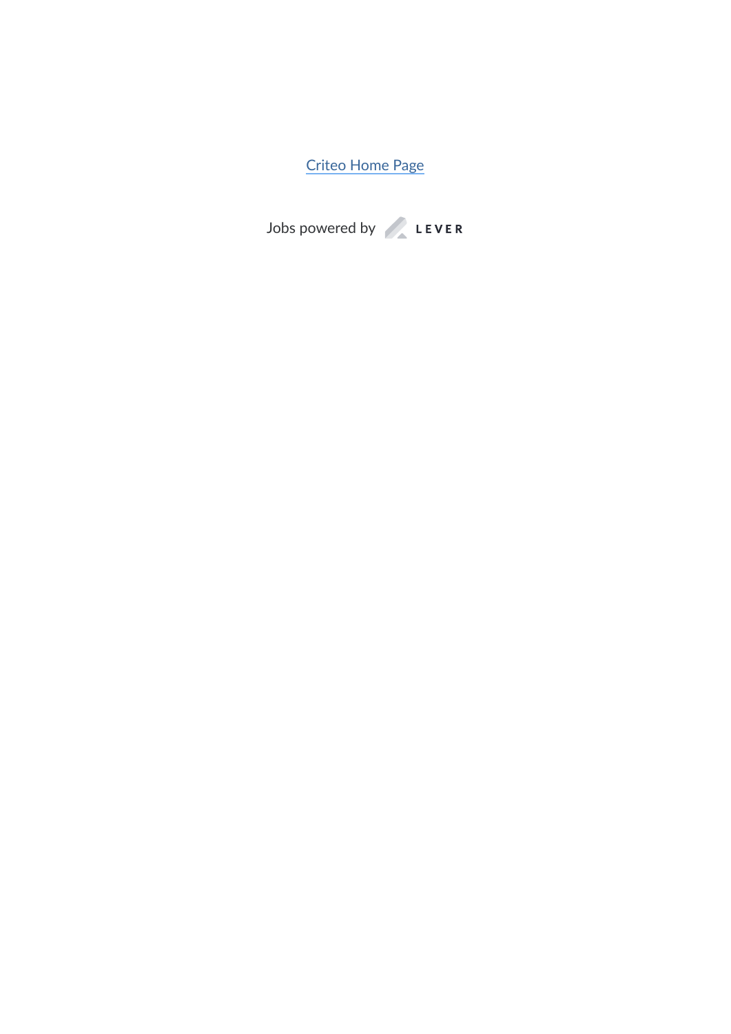[Criteo Home Page]

Jobs powered by LEVER